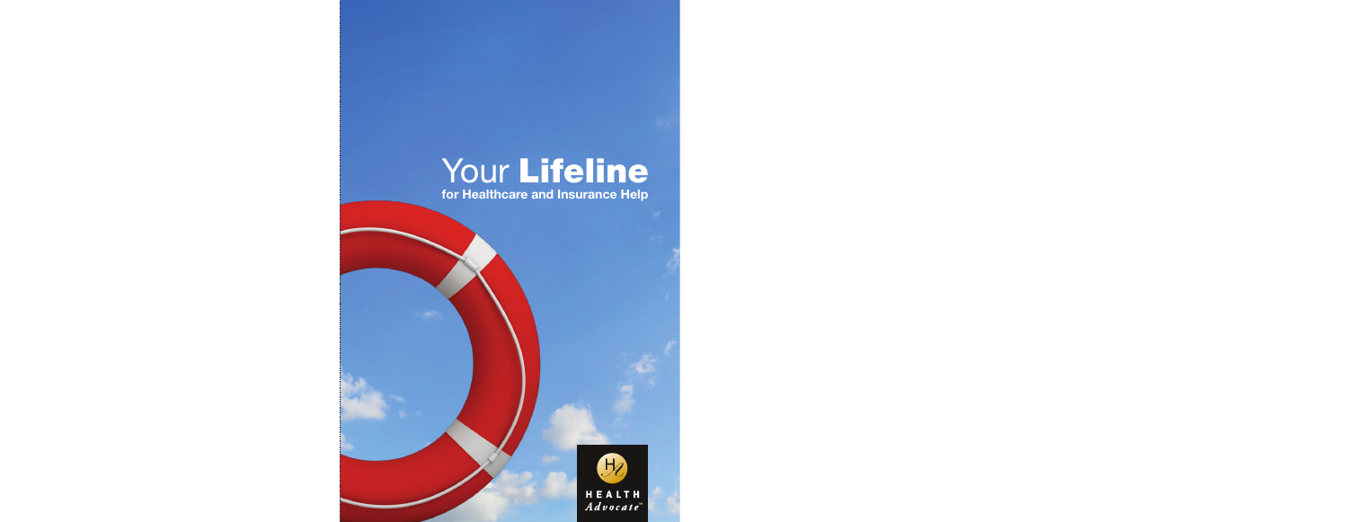# Your **Lifeline**

**for Healthcare and Insurance Help**

HEALTH Advocate™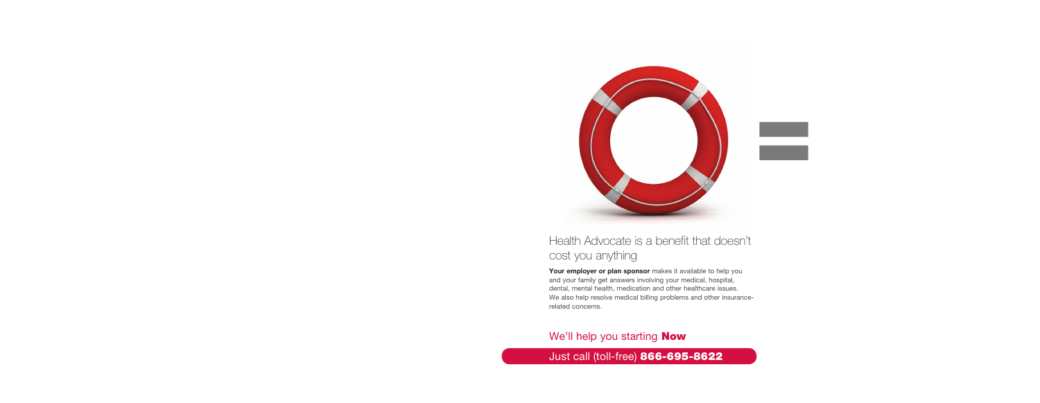## Health Advocate is a benefit that doesn't cost you anything

**Your employer or plan sponsor** makes it available to help you and your family get answers involving your medical, hospital, dental, mental health, medication and other healthcare issues. We also help resolve medical billing problems and other insurance-related concerns.

We'll help you starting **Now**

Just call (toll-free) **866-695-8622**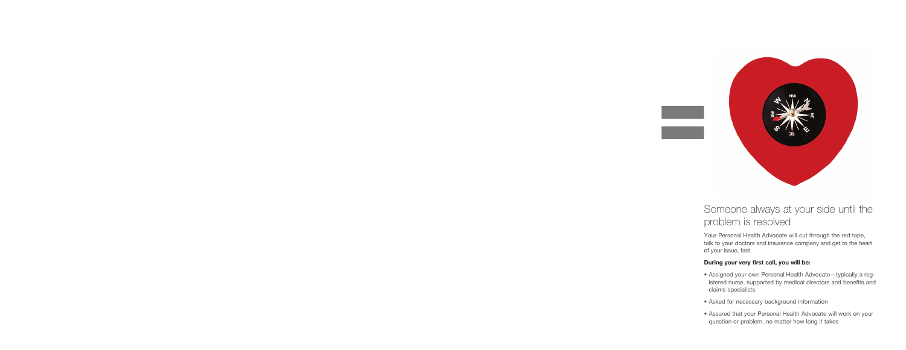## Someone always at your side until the problem is resolved

Your Personal Health Advocate will cut through the red tape, talk to your doctors and insurance company and get to the heart of your issue, fast.

**During your very first call, you will be:**

- Assigned your own Personal Health Advocate—typically a registered nurse, supported by medical directors and benefits and claims specialists
- Asked for necessary background information
- Assured that your Personal Health Advocate will work on your question or problem, no matter how long it takes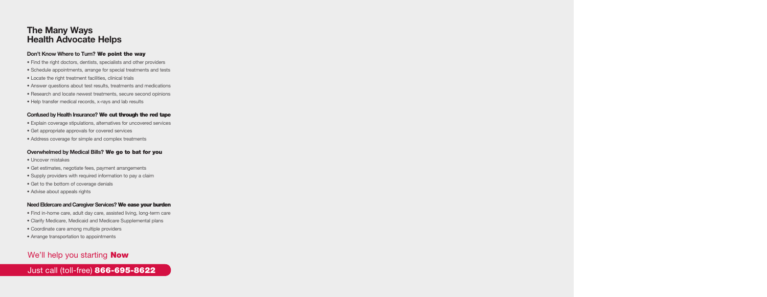## The Many Ways Health Advocate Helps

### Don't Know Where to Turn? **We point the way**

- Find the right doctors, dentists, specialists and other providers
- Schedule appointments, arrange for special treatments and tests
- Locate the right treatment facilities, clinical trials
- Answer questions about test results, treatments and medications
- Research and locate newest treatments, secure second opinions
- Help transfer medical records, x-rays and lab results

### Confused by Health Insurance? **We cut through the red tape**

- Explain coverage stipulations, alternatives for uncovered services
- Get appropriate approvals for covered services
- Address coverage for simple and complex treatments

### Overwhelmed by Medical Bills? **We go to bat for you**

- Uncover mistakes
- Get estimates, negotiate fees, payment arrangements
- Supply providers with required information to pay a claim
- Get to the bottom of coverage denials
- Advise about appeals rights

### Need Eldercare and Caregiver Services? **We ease your burden**

- Find in-home care, adult day care, assisted living, long-term care
- Clarify Medicare, Medicaid and Medicare Supplemental plans
- Coordinate care among multiple providers
- Arrange transportation to appointments

We'll help you starting **Now**

Just call (toll-free) **866-695-8622**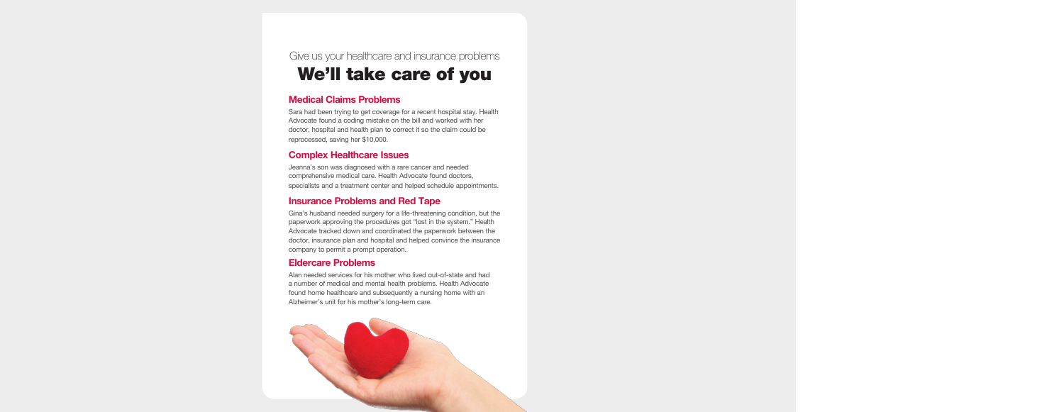Give us your healthcare and insurance problems

# We'll take care of you

## Medical Claims Problems

Sara had been trying to get coverage for a recent hospital stay. Health Advocate found a coding mistake on the bill and worked with her doctor, hospital and health plan to correct it so the claim could be reprocessed, saving her $10,000.

## Complex Healthcare Issues

Jeanna's son was diagnosed with a rare cancer and needed comprehensive medical care. Health Advocate found doctors, specialists and a treatment center and helped schedule appointments.

## Insurance Problems and Red Tape

Gina's husband needed surgery for a life-threatening condition, but the paperwork approving the procedures got "lost in the system." Health Advocate tracked down and coordinated the paperwork between the doctor, insurance plan and hospital and helped convince the insurance company to permit a prompt operation.

## Eldercare Problems

Alan needed services for his mother who lived out-of-state and had a number of medical and mental health problems. Health Advocate found home healthcare and subsequently a nursing home with an Alzheimer's unit for his mother's long-term care.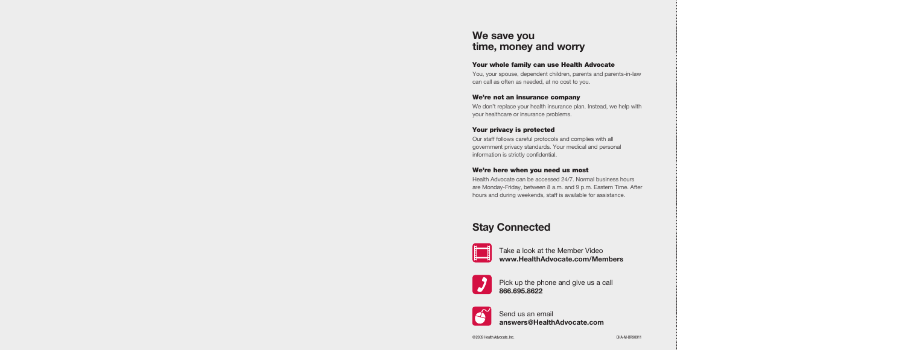## We save you time, money and worry

### Your whole family can use Health Advocate

You, your spouse, dependent children, parents and parents-in-law can call as often as needed, at no cost to you.

### We're not an insurance company

We don't replace your health insurance plan. Instead, we help with your healthcare or insurance problems.

### Your privacy is protected

Our staff follows careful protocols and complies with all government privacy standards. Your medical and personal information is strictly confidential.

### We're here when you need us most

Health Advocate can be accessed 24/7. Normal business hours are Monday-Friday, between 8 a.m. and 9 p.m. Eastern Time. After hours and during weekends, staff is available for assistance.

## Stay Connected

Take a look at the Member Video
**www.HealthAdvocate.com/Members**

Pick up the phone and give us a call
**866.695.8622**

Send us an email
**answers@HealthAdvocate.com**

©2009 Health Advocate, Inc. CHA-M-BR90911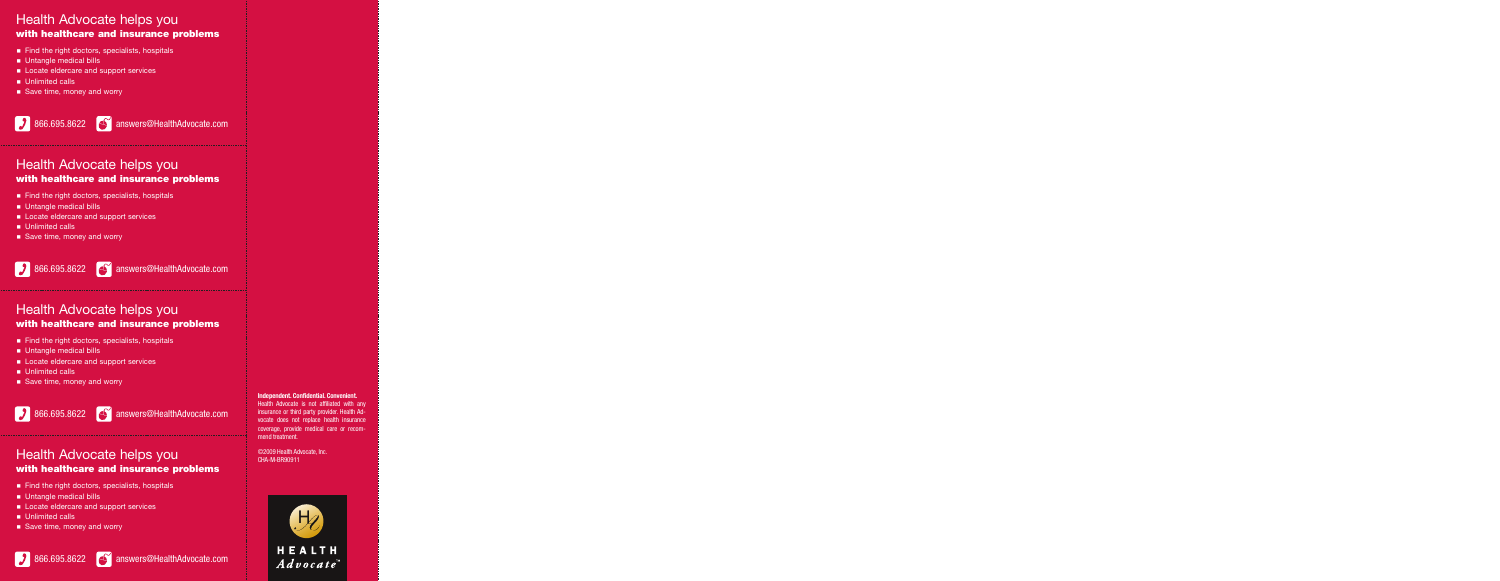## Health Advocate helps you
### with healthcare and insurance problems

- Find the right doctors, specialists, hospitals
- Untangle medical bills
- Locate eldercare and support services
- Unlimited calls
- Save time, money and worry

866.695.8622 answers@HealthAdvocate.com

## Health Advocate helps you
### with healthcare and insurance problems

- Find the right doctors, specialists, hospitals
- Untangle medical bills
- Locate eldercare and support services
- Unlimited calls
- Save time, money and worry

866.695.8622 answers@HealthAdvocate.com

## Health Advocate helps you
### with healthcare and insurance problems

- Find the right doctors, specialists, hospitals
- Untangle medical bills
- Locate eldercare and support services
- Unlimited calls
- Save time, money and worry

866.695.8622 answers@HealthAdvocate.com

## Health Advocate helps you
### with healthcare and insurance problems

- Find the right doctors, specialists, hospitals
- Untangle medical bills
- Locate eldercare and support services
- Unlimited calls
- Save time, money and worry

866.695.8622 answers@HealthAdvocate.com

**Independent. Confidential. Convenient.**
Health Advocate is not affiliated with any insurance or third party provider. Health Advocate does not replace health insurance coverage, provide medical care or recommend treatment.

©2009 Health Advocate, Inc.
CHA-M-BR90911

HEALTH
*Advocate*™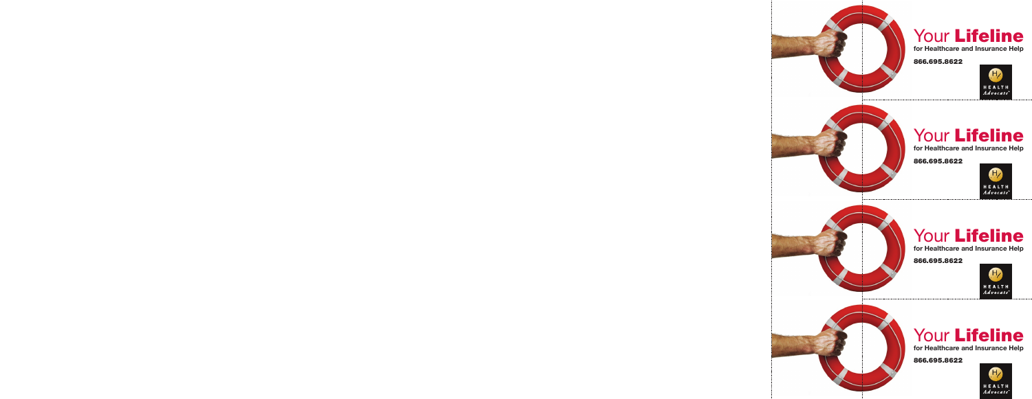Your **Lifeline**

**for Healthcare and Insurance Help**

**866.695.8622**

HEALTH *Advocate*

Your **Lifeline**

**for Healthcare and Insurance Help**

**866.695.8622**

HEALTH *Advocate*

Your **Lifeline**

**for Healthcare and Insurance Help**

**866.695.8622**

HEALTH *Advocate*

Your **Lifeline**

**for Healthcare and Insurance Help**

**866.695.8622**

HEALTH *Advocate*